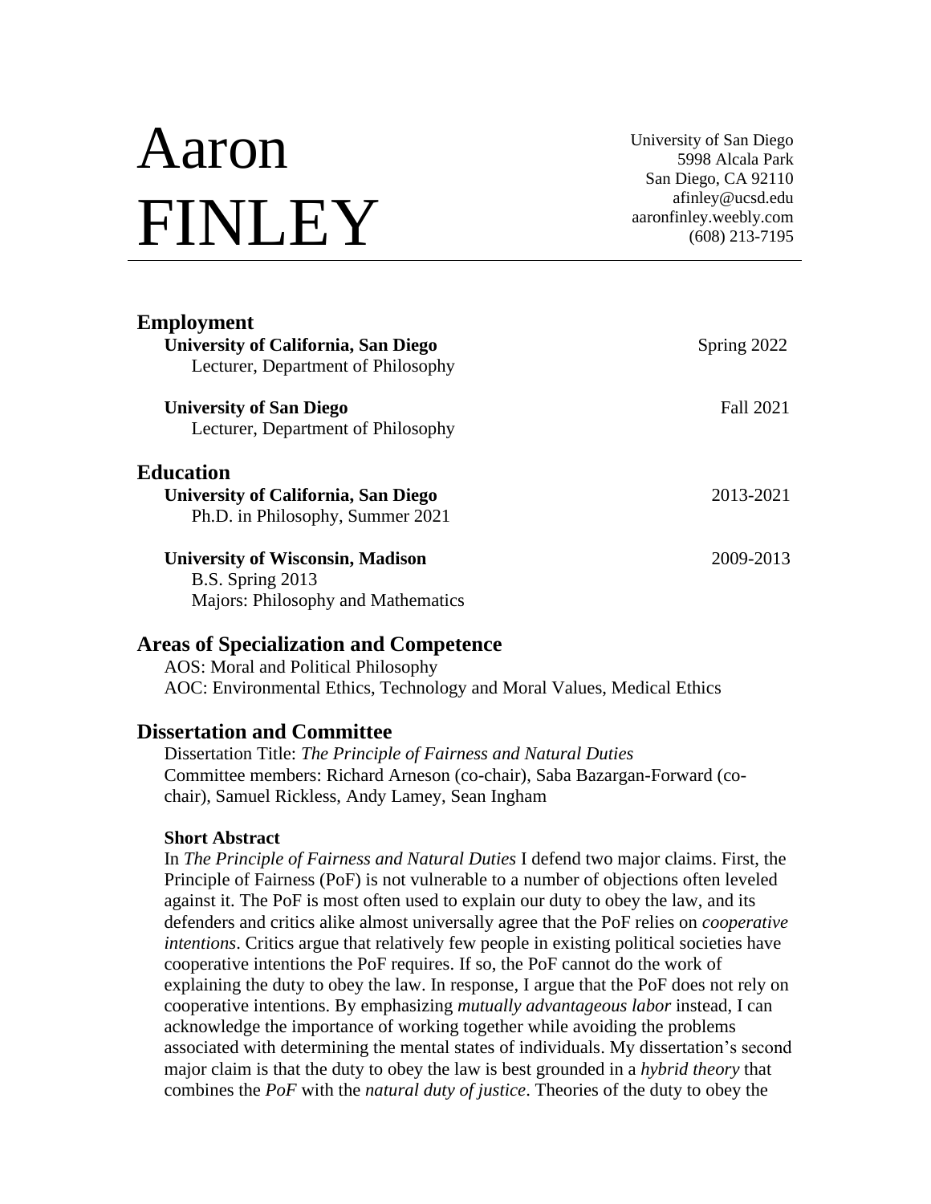# Aaron FINLEY

University of San Diego
5998 Alcala Park
San Diego, CA 92110
afinley@ucsd.edu
aaronfinley.weebly.com
(608) 213-7195

---

## Employment

**University of California, San Diego** — Spring 2022
Lecturer, Department of Philosophy

**University of San Diego** — Fall 2021
Lecturer, Department of Philosophy

## Education

**University of California, San Diego** — 2013-2021
Ph.D. in Philosophy, Summer 2021

**University of Wisconsin, Madison** — 2009-2013
B.S. Spring 2013
Majors: Philosophy and Mathematics

## Areas of Specialization and Competence

AOS: Moral and Political Philosophy
AOC: Environmental Ethics, Technology and Moral Values, Medical Ethics

## Dissertation and Committee

Dissertation Title: *The Principle of Fairness and Natural Duties*
Committee members: Richard Arneson (co-chair), Saba Bazargan-Forward (co-chair), Samuel Rickless, Andy Lamey, Sean Ingham

### Short Abstract

In *The Principle of Fairness and Natural Duties* I defend two major claims. First, the Principle of Fairness (PoF) is not vulnerable to a number of objections often leveled against it. The PoF is most often used to explain our duty to obey the law, and its defenders and critics alike almost universally agree that the PoF relies on *cooperative intentions*. Critics argue that relatively few people in existing political societies have cooperative intentions the PoF requires. If so, the PoF cannot do the work of explaining the duty to obey the law. In response, I argue that the PoF does not rely on cooperative intentions. By emphasizing *mutually advantageous labor* instead, I can acknowledge the importance of working together while avoiding the problems associated with determining the mental states of individuals. My dissertation's second major claim is that the duty to obey the law is best grounded in a *hybrid theory* that combines the *PoF* with the *natural duty of justice*. Theories of the duty to obey the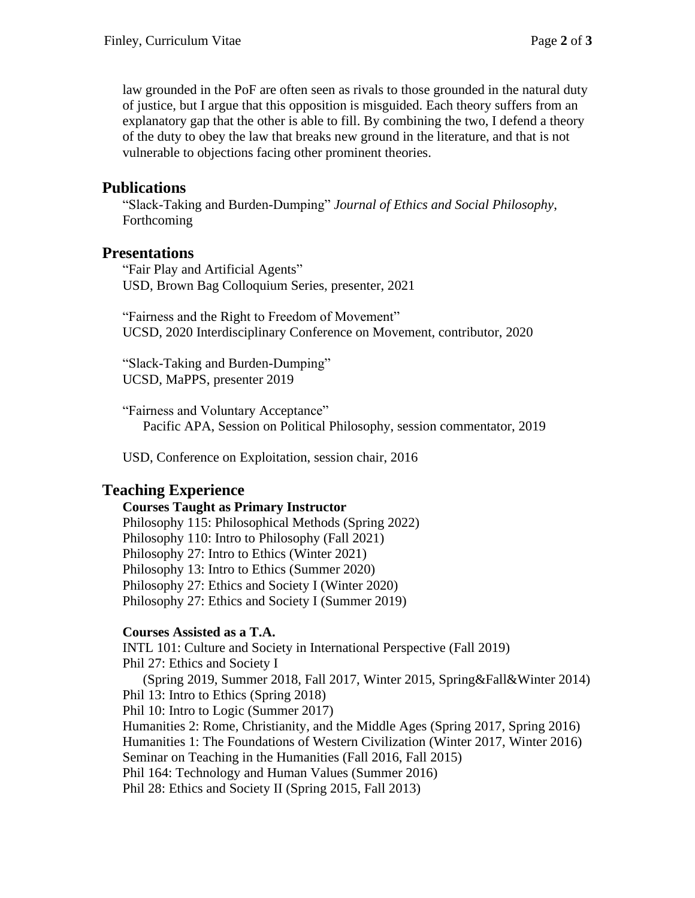law grounded in the PoF are often seen as rivals to those grounded in the natural duty of justice, but I argue that this opposition is misguided. Each theory suffers from an explanatory gap that the other is able to fill. By combining the two, I defend a theory of the duty to obey the law that breaks new ground in the literature, and that is not vulnerable to objections facing other prominent theories.

## Publications

"Slack-Taking and Burden-Dumping" *Journal of Ethics and Social Philosophy*, Forthcoming

## Presentations

"Fair Play and Artificial Agents"
USD, Brown Bag Colloquium Series, presenter, 2021

"Fairness and the Right to Freedom of Movement"
UCSD, 2020 Interdisciplinary Conference on Movement, contributor, 2020

"Slack-Taking and Burden-Dumping"
UCSD, MaPPS, presenter 2019

"Fairness and Voluntary Acceptance"
Pacific APA, Session on Political Philosophy, session commentator, 2019

USD, Conference on Exploitation, session chair, 2016

## Teaching Experience

**Courses Taught as Primary Instructor**

Philosophy 115: Philosophical Methods (Spring 2022)
Philosophy 110: Intro to Philosophy (Fall 2021)
Philosophy 27: Intro to Ethics (Winter 2021)
Philosophy 13: Intro to Ethics (Summer 2020)
Philosophy 27: Ethics and Society I (Winter 2020)
Philosophy 27: Ethics and Society I (Summer 2019)

**Courses Assisted as a T.A.**

INTL 101: Culture and Society in International Perspective (Fall 2019)
Phil 27: Ethics and Society I
(Spring 2019, Summer 2018, Fall 2017, Winter 2015, Spring&Fall&Winter 2014)
Phil 13: Intro to Ethics (Spring 2018)
Phil 10: Intro to Logic (Summer 2017)
Humanities 2: Rome, Christianity, and the Middle Ages (Spring 2017, Spring 2016)
Humanities 1: The Foundations of Western Civilization (Winter 2017, Winter 2016)
Seminar on Teaching in the Humanities (Fall 2016, Fall 2015)
Phil 164: Technology and Human Values (Summer 2016)
Phil 28: Ethics and Society II (Spring 2015, Fall 2013)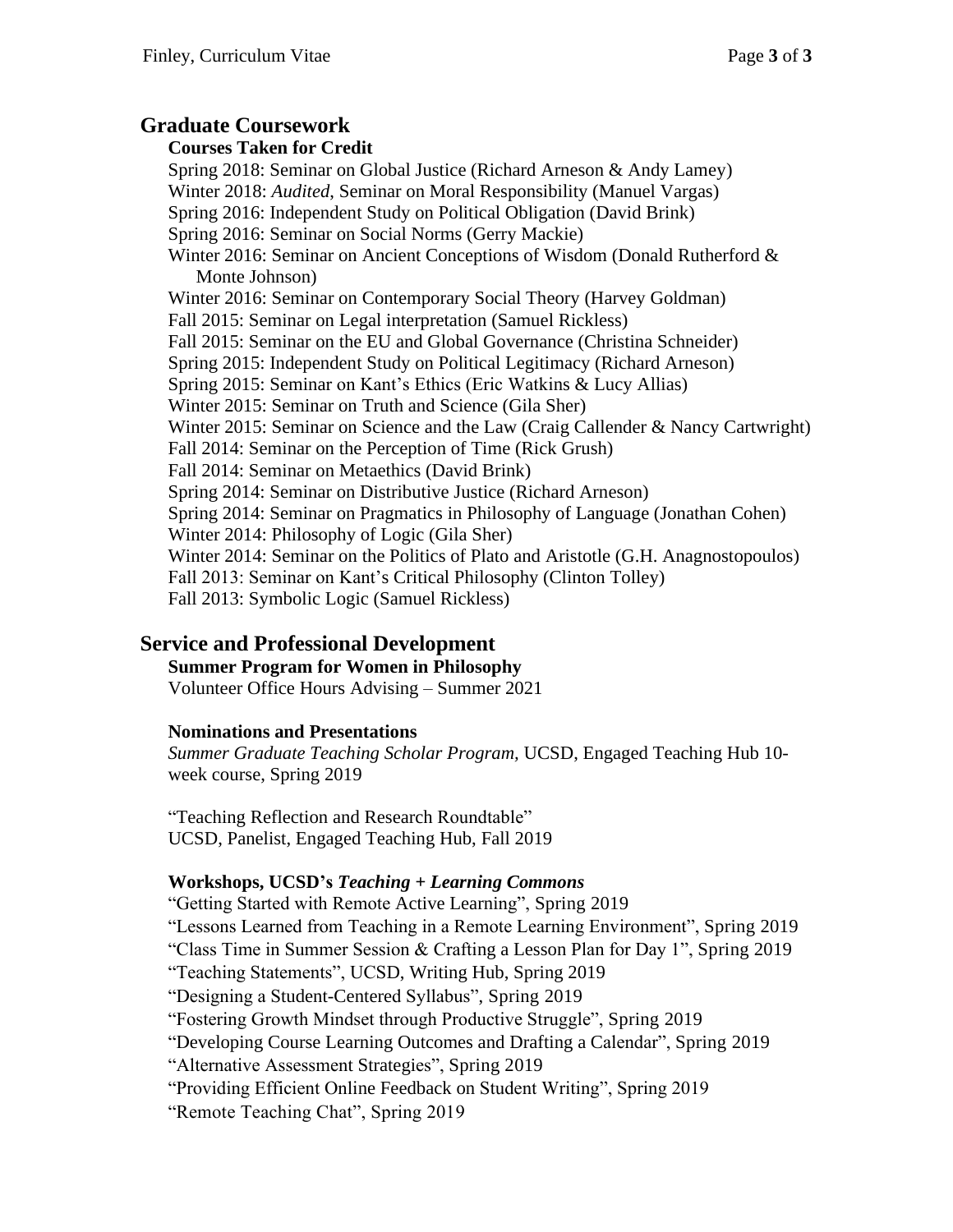## Graduate Coursework

### Courses Taken for Credit

Spring 2018: Seminar on Global Justice (Richard Arneson & Andy Lamey)
Winter 2018: *Audited*, Seminar on Moral Responsibility (Manuel Vargas)
Spring 2016: Independent Study on Political Obligation (David Brink)
Spring 2016: Seminar on Social Norms (Gerry Mackie)
Winter 2016: Seminar on Ancient Conceptions of Wisdom (Donald Rutherford & Monte Johnson)
Winter 2016: Seminar on Contemporary Social Theory (Harvey Goldman)
Fall 2015: Seminar on Legal interpretation (Samuel Rickless)
Fall 2015: Seminar on the EU and Global Governance (Christina Schneider)
Spring 2015: Independent Study on Political Legitimacy (Richard Arneson)
Spring 2015: Seminar on Kant's Ethics (Eric Watkins & Lucy Allias)
Winter 2015: Seminar on Truth and Science (Gila Sher)
Winter 2015: Seminar on Science and the Law (Craig Callender & Nancy Cartwright)
Fall 2014: Seminar on the Perception of Time (Rick Grush)
Fall 2014: Seminar on Metaethics (David Brink)
Spring 2014: Seminar on Distributive Justice (Richard Arneson)
Spring 2014: Seminar on Pragmatics in Philosophy of Language (Jonathan Cohen)
Winter 2014: Philosophy of Logic (Gila Sher)
Winter 2014: Seminar on the Politics of Plato and Aristotle (G.H. Anagnostopoulos)
Fall 2013: Seminar on Kant's Critical Philosophy (Clinton Tolley)
Fall 2013: Symbolic Logic (Samuel Rickless)

## Service and Professional Development

### Summer Program for Women in Philosophy

Volunteer Office Hours Advising – Summer 2021

### Nominations and Presentations

*Summer Graduate Teaching Scholar Program*, UCSD, Engaged Teaching Hub 10-week course, Spring 2019

"Teaching Reflection and Research Roundtable"
UCSD, Panelist, Engaged Teaching Hub, Fall 2019

### Workshops, UCSD's *Teaching + Learning Commons*

"Getting Started with Remote Active Learning", Spring 2019
"Lessons Learned from Teaching in a Remote Learning Environment", Spring 2019
"Class Time in Summer Session & Crafting a Lesson Plan for Day 1", Spring 2019
"Teaching Statements", UCSD, Writing Hub, Spring 2019
"Designing a Student-Centered Syllabus", Spring 2019
"Fostering Growth Mindset through Productive Struggle", Spring 2019
"Developing Course Learning Outcomes and Drafting a Calendar", Spring 2019
"Alternative Assessment Strategies", Spring 2019
"Providing Efficient Online Feedback on Student Writing", Spring 2019
"Remote Teaching Chat", Spring 2019